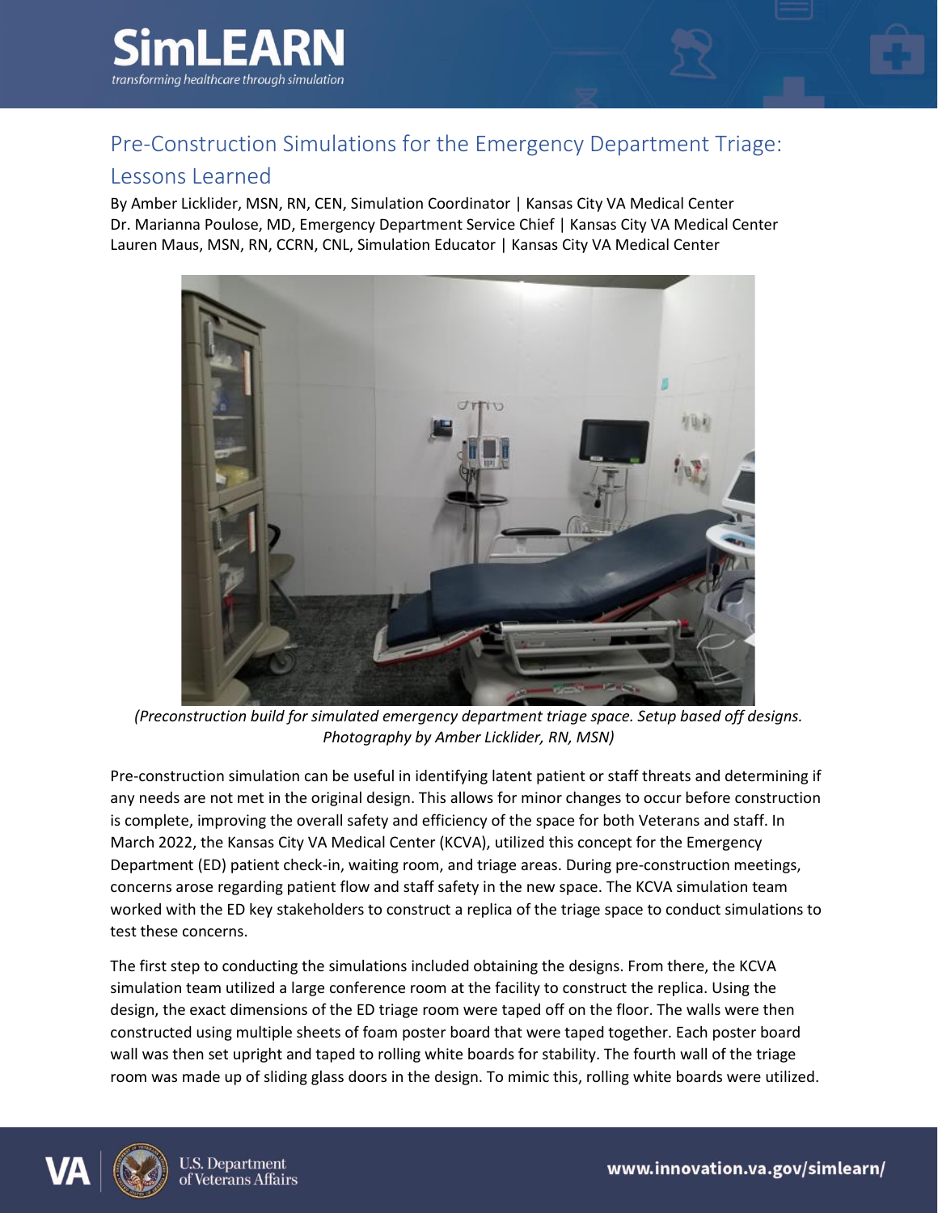# Pre-Construction Simulations for the Emergency Department Triage: Lessons Learned

By Amber Licklider, MSN, RN, CEN, Simulation Coordinator | Kansas City VA Medical Center
Dr. Marianna Poulose, MD, Emergency Department Service Chief | Kansas City VA Medical Center
Lauren Maus, MSN, RN, CCRN, CNL, Simulation Educator | Kansas City VA Medical Center

*(Preconstruction build for simulated emergency department triage space. Setup based off designs. Photography by Amber Licklider, RN, MSN)*

Pre-construction simulation can be useful in identifying latent patient or staff threats and determining if any needs are not met in the original design. This allows for minor changes to occur before construction is complete, improving the overall safety and efficiency of the space for both Veterans and staff. In March 2022, the Kansas City VA Medical Center (KCVA), utilized this concept for the Emergency Department (ED) patient check-in, waiting room, and triage areas. During pre-construction meetings, concerns arose regarding patient flow and staff safety in the new space. The KCVA simulation team worked with the ED key stakeholders to construct a replica of the triage space to conduct simulations to test these concerns.

The first step to conducting the simulations included obtaining the designs. From there, the KCVA simulation team utilized a large conference room at the facility to construct the replica. Using the design, the exact dimensions of the ED triage room were taped off on the floor. The walls were then constructed using multiple sheets of foam poster board that were taped together. Each poster board wall was then set upright and taped to rolling white boards for stability. The fourth wall of the triage room was made up of sliding glass doors in the design. To mimic this, rolling white boards were utilized.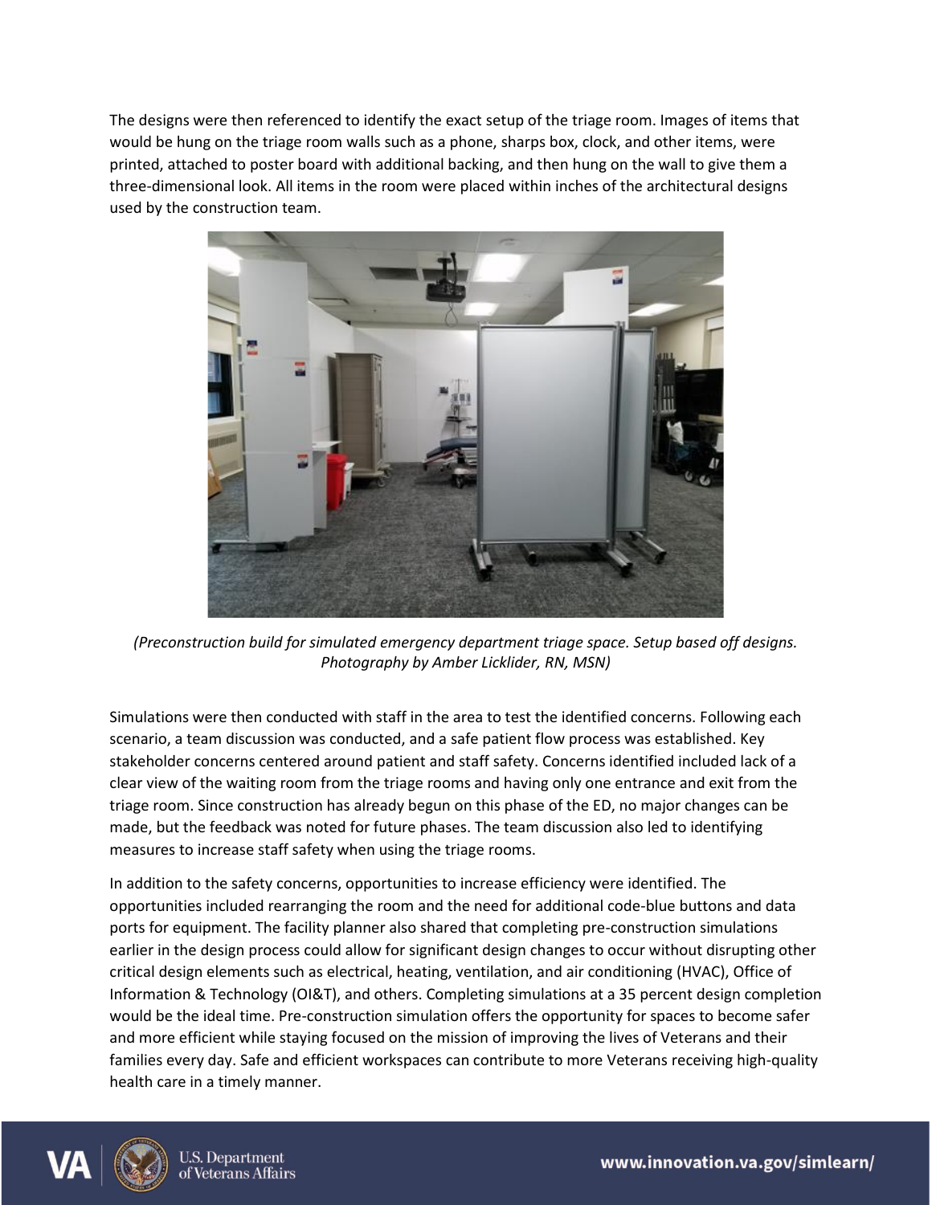The designs were then referenced to identify the exact setup of the triage room. Images of items that would be hung on the triage room walls such as a phone, sharps box, clock, and other items, were printed, attached to poster board with additional backing, and then hung on the wall to give them a three-dimensional look. All items in the room were placed within inches of the architectural designs used by the construction team.

*(Preconstruction build for simulated emergency department triage space. Setup based off designs. Photography by Amber Licklider, RN, MSN)*

Simulations were then conducted with staff in the area to test the identified concerns. Following each scenario, a team discussion was conducted, and a safe patient flow process was established. Key stakeholder concerns centered around patient and staff safety. Concerns identified included lack of a clear view of the waiting room from the triage rooms and having only one entrance and exit from the triage room. Since construction has already begun on this phase of the ED, no major changes can be made, but the feedback was noted for future phases. The team discussion also led to identifying measures to increase staff safety when using the triage rooms.

In addition to the safety concerns, opportunities to increase efficiency were identified. The opportunities included rearranging the room and the need for additional code-blue buttons and data ports for equipment. The facility planner also shared that completing pre-construction simulations earlier in the design process could allow for significant design changes to occur without disrupting other critical design elements such as electrical, heating, ventilation, and air conditioning (HVAC), Office of Information & Technology (OI&T), and others. Completing simulations at a 35 percent design completion would be the ideal time. Pre-construction simulation offers the opportunity for spaces to become safer and more efficient while staying focused on the mission of improving the lives of Veterans and their families every day. Safe and efficient workspaces can contribute to more Veterans receiving high-quality health care in a timely manner.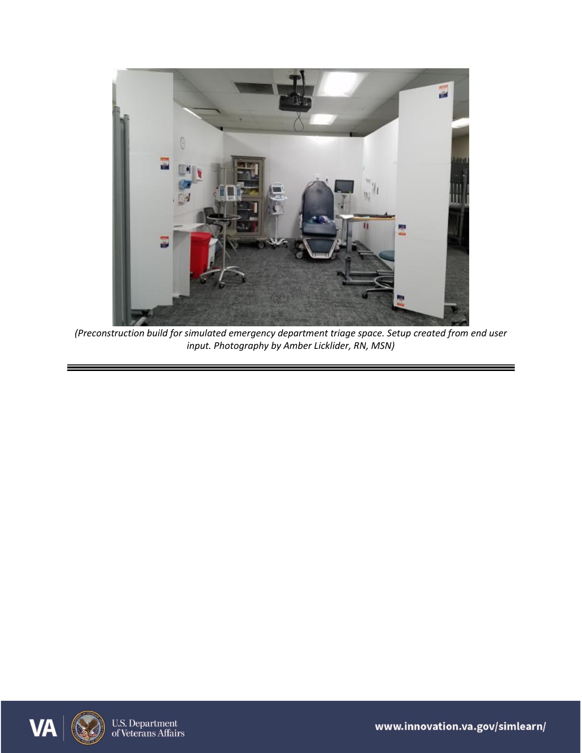*(Preconstruction build for simulated emergency department triage space. Setup created from end user input. Photography by Amber Licklider, RN, MSN)*